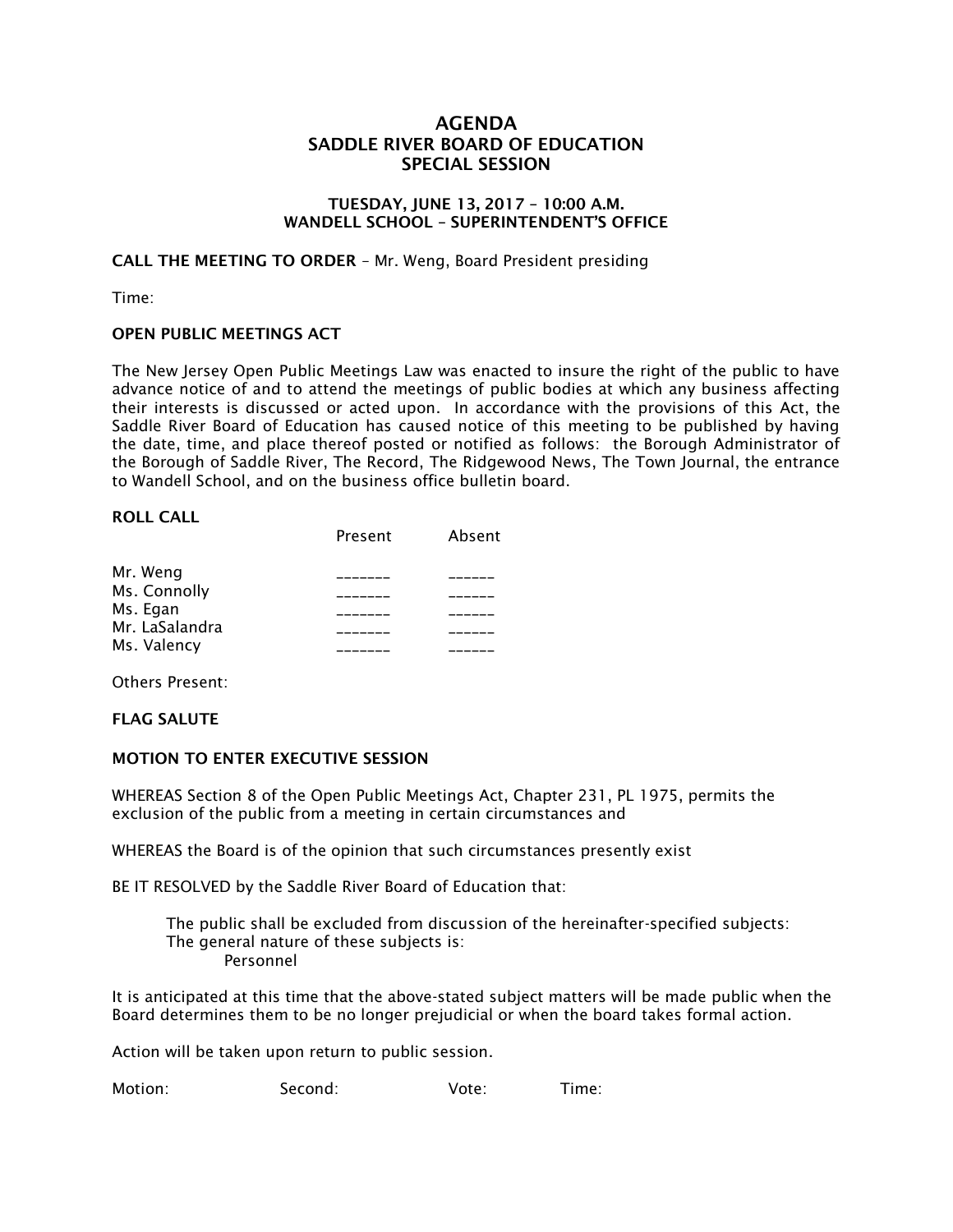# AGENDA
# SADDLE RIVER BOARD OF EDUCATION
# SPECIAL SESSION

### TUESDAY, JUNE 13, 2017 – 10:00 A.M.
### WANDELL SCHOOL – SUPERINTENDENT'S OFFICE

**CALL THE MEETING TO ORDER** – Mr. Weng, Board President presiding

Time:

**OPEN PUBLIC MEETINGS ACT**

The New Jersey Open Public Meetings Law was enacted to insure the right of the public to have advance notice of and to attend the meetings of public bodies at which any business affecting their interests is discussed or acted upon. In accordance with the provisions of this Act, the Saddle River Board of Education has caused notice of this meeting to be published by having the date, time, and place thereof posted or notified as follows: the Borough Administrator of the Borough of Saddle River, The Record, The Ridgewood News, The Town Journal, the entrance to Wandell School, and on the business office bulletin board.

**ROLL CALL**

| | Present | Absent |
|---|---|---|
| Mr. Weng | _______ | ______ |
| Ms. Connolly | _______ | ______ |
| Ms. Egan | _______ | ______ |
| Mr. LaSalandra | _______ | ______ |
| Ms. Valency | _______ | ______ |

Others Present:

**FLAG SALUTE**

**MOTION TO ENTER EXECUTIVE SESSION**

WHEREAS Section 8 of the Open Public Meetings Act, Chapter 231, PL 1975, permits the exclusion of the public from a meeting in certain circumstances and

WHEREAS the Board is of the opinion that such circumstances presently exist

BE IT RESOLVED by the Saddle River Board of Education that:

> The public shall be excluded from discussion of the hereinafter-specified subjects:
> The general nature of these subjects is:
> Personnel

It is anticipated at this time that the above-stated subject matters will be made public when the Board determines them to be no longer prejudicial or when the board takes formal action.

Action will be taken upon return to public session.

Motion: Second: Vote: Time: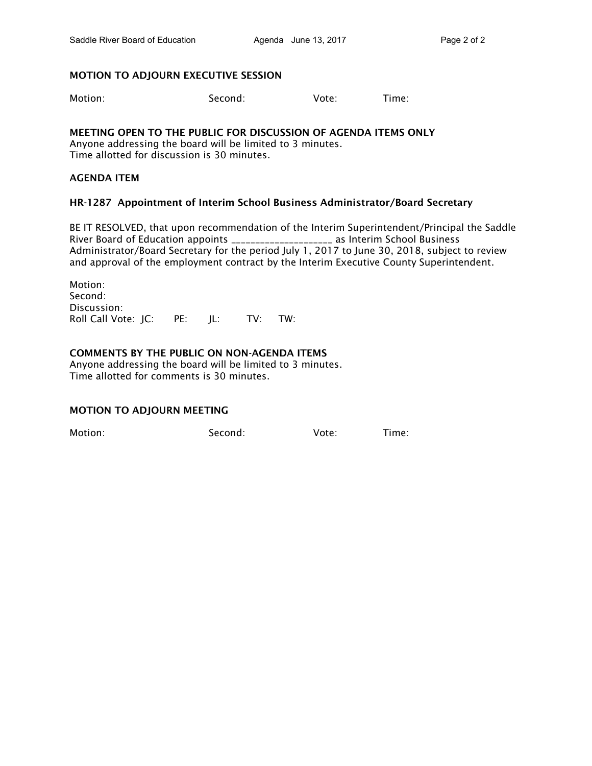**MOTION TO ADJOURN EXECUTIVE SESSION**

Motion: Second: Vote: Time:

**MEETING OPEN TO THE PUBLIC FOR DISCUSSION OF AGENDA ITEMS ONLY**
Anyone addressing the board will be limited to 3 minutes.
Time allotted for discussion is 30 minutes.

**AGENDA ITEM**

**HR-1287 Appointment of Interim School Business Administrator/Board Secretary**

BE IT RESOLVED, that upon recommendation of the Interim Superintendent/Principal the Saddle River Board of Education appoints ____________________ as Interim School Business Administrator/Board Secretary for the period July 1, 2017 to June 30, 2018, subject to review and approval of the employment contract by the Interim Executive County Superintendent.

Motion:
Second:
Discussion:
Roll Call Vote: JC: PE: JL: TV: TW:

**COMMENTS BY THE PUBLIC ON NON-AGENDA ITEMS**
Anyone addressing the board will be limited to 3 minutes.
Time allotted for comments is 30 minutes.

**MOTION TO ADJOURN MEETING**

Motion: Second: Vote: Time: